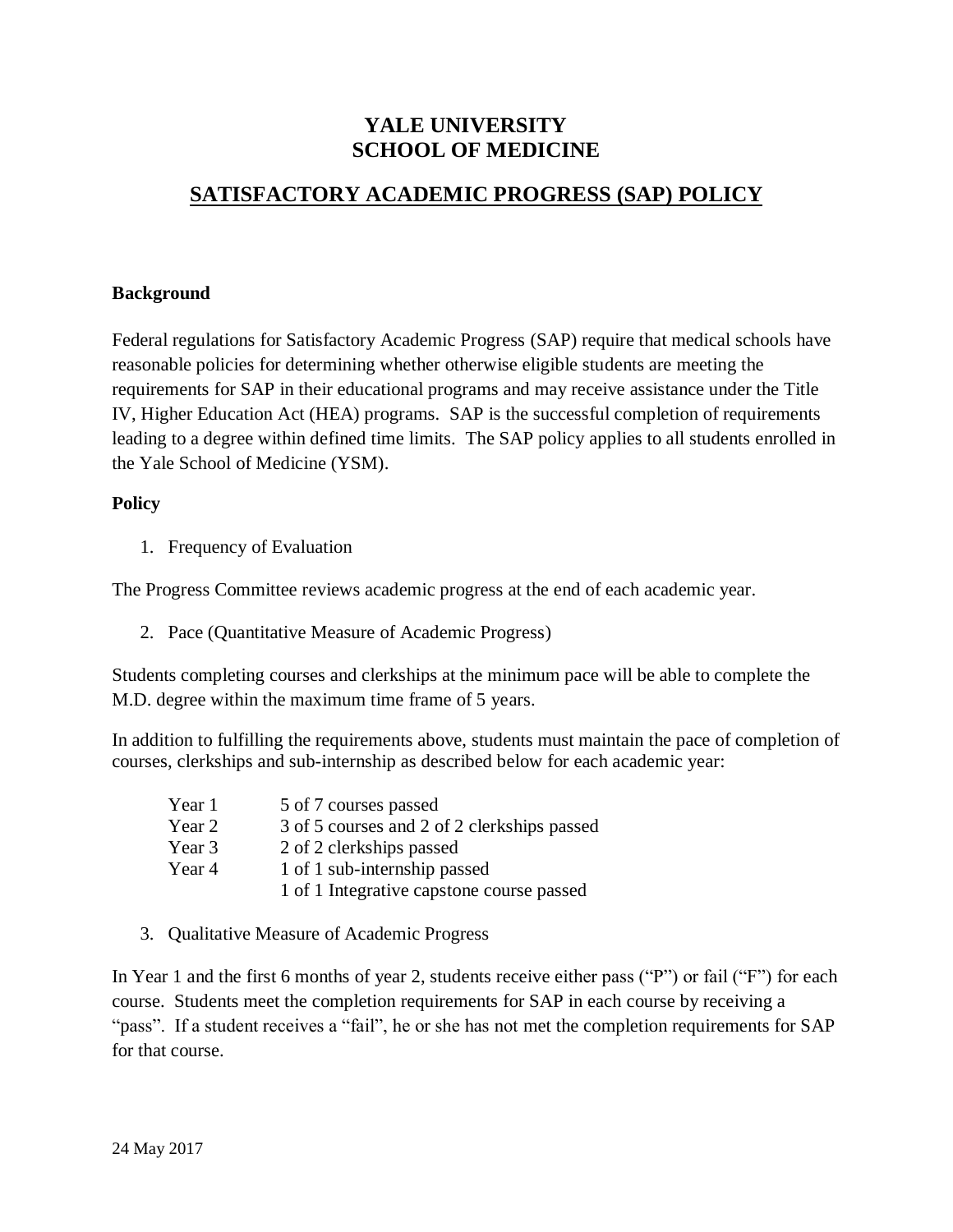# YALE UNIVERSITY
# SCHOOL OF MEDICINE

## SATISFACTORY ACADEMIC PROGRESS (SAP) POLICY

**Background**

Federal regulations for Satisfactory Academic Progress (SAP) require that medical schools have reasonable policies for determining whether otherwise eligible students are meeting the requirements for SAP in their educational programs and may receive assistance under the Title IV, Higher Education Act (HEA) programs. SAP is the successful completion of requirements leading to a degree within defined time limits. The SAP policy applies to all students enrolled in the Yale School of Medicine (YSM).

**Policy**

1. Frequency of Evaluation

The Progress Committee reviews academic progress at the end of each academic year.

2. Pace (Quantitative Measure of Academic Progress)

Students completing courses and clerkships at the minimum pace will be able to complete the M.D. degree within the maximum time frame of 5 years.

In addition to fulfilling the requirements above, students must maintain the pace of completion of courses, clerkships and sub-internship as described below for each academic year:

| | |
|---|---|
| Year 1 | 5 of 7 courses passed |
| Year 2 | 3 of 5 courses and 2 of 2 clerkships passed |
| Year 3 | 2 of 2 clerkships passed |
| Year 4 | 1 of 1 sub-internship passed |
| | 1 of 1 Integrative capstone course passed |

3. Qualitative Measure of Academic Progress

In Year 1 and the first 6 months of year 2, students receive either pass ("P") or fail ("F") for each course. Students meet the completion requirements for SAP in each course by receiving a "pass". If a student receives a "fail", he or she has not met the completion requirements for SAP for that course.

24 May 2017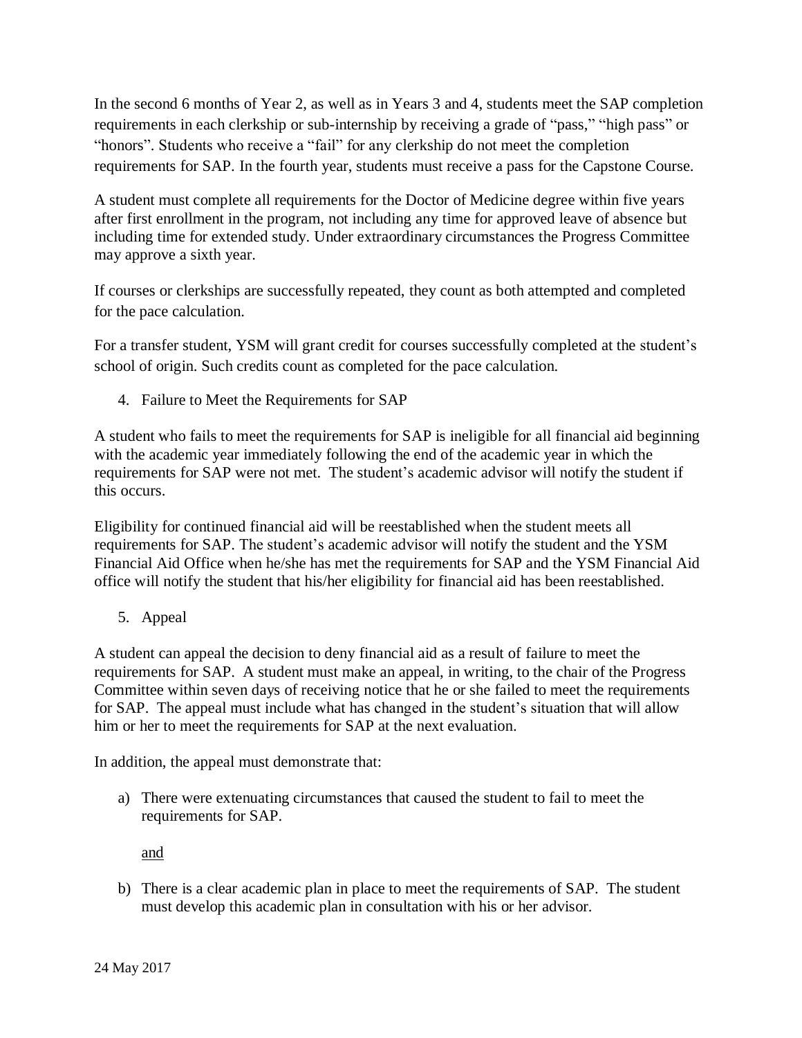In the second 6 months of Year 2, as well as in Years 3 and 4, students meet the SAP completion requirements in each clerkship or sub-internship by receiving a grade of "pass," "high pass" or "honors". Students who receive a "fail" for any clerkship do not meet the completion requirements for SAP. In the fourth year, students must receive a pass for the Capstone Course.

A student must complete all requirements for the Doctor of Medicine degree within five years after first enrollment in the program, not including any time for approved leave of absence but including time for extended study. Under extraordinary circumstances the Progress Committee may approve a sixth year.

If courses or clerkships are successfully repeated, they count as both attempted and completed for the pace calculation.

For a transfer student, YSM will grant credit for courses successfully completed at the student's school of origin. Such credits count as completed for the pace calculation.

4. Failure to Meet the Requirements for SAP

A student who fails to meet the requirements for SAP is ineligible for all financial aid beginning with the academic year immediately following the end of the academic year in which the requirements for SAP were not met. The student's academic advisor will notify the student if this occurs.

Eligibility for continued financial aid will be reestablished when the student meets all requirements for SAP. The student's academic advisor will notify the student and the YSM Financial Aid Office when he/she has met the requirements for SAP and the YSM Financial Aid office will notify the student that his/her eligibility for financial aid has been reestablished.

5. Appeal

A student can appeal the decision to deny financial aid as a result of failure to meet the requirements for SAP. A student must make an appeal, in writing, to the chair of the Progress Committee within seven days of receiving notice that he or she failed to meet the requirements for SAP. The appeal must include what has changed in the student's situation that will allow him or her to meet the requirements for SAP at the next evaluation.

In addition, the appeal must demonstrate that:

a) There were extenuating circumstances that caused the student to fail to meet the requirements for SAP.

   <u>and</u>

b) There is a clear academic plan in place to meet the requirements of SAP. The student must develop this academic plan in consultation with his or her advisor.

24 May 2017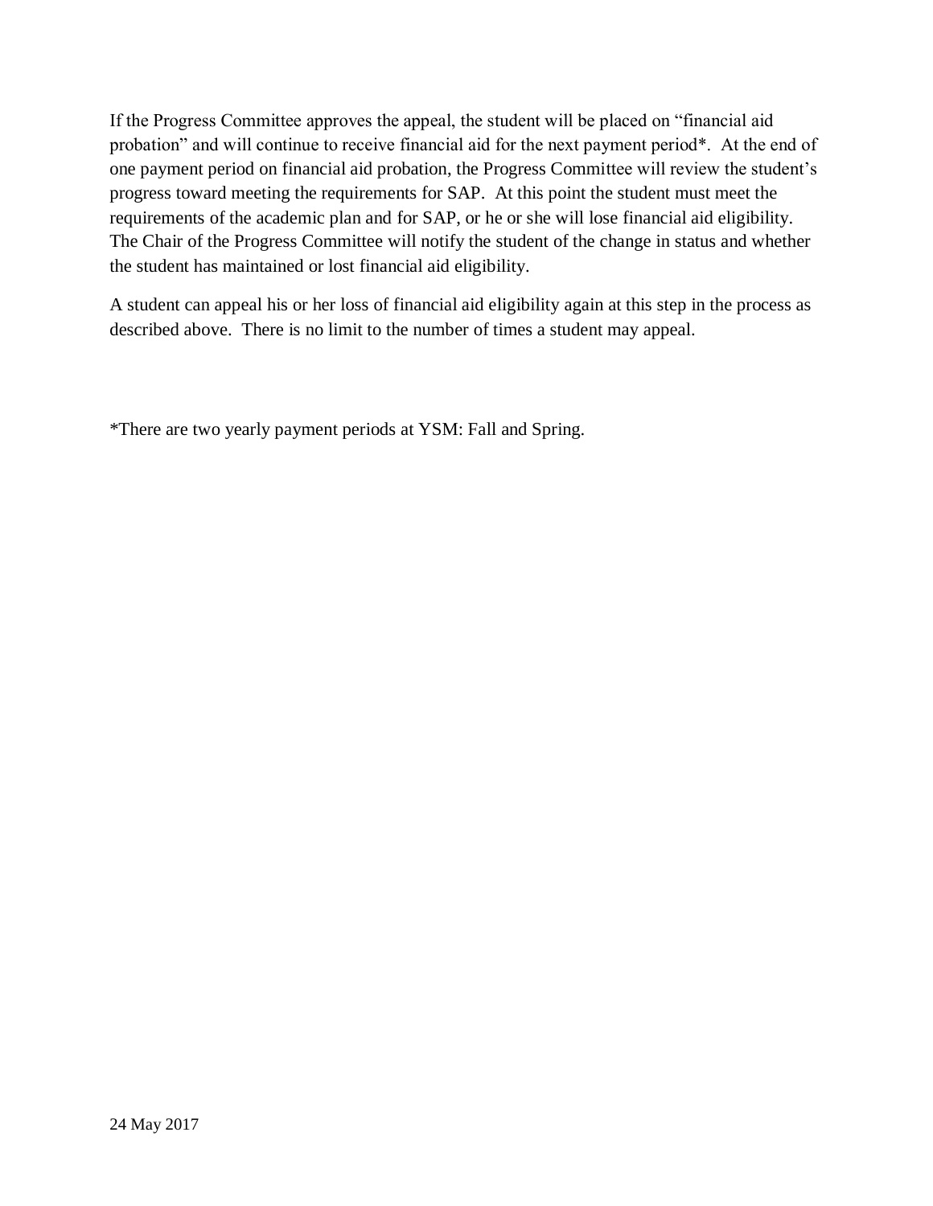If the Progress Committee approves the appeal, the student will be placed on "financial aid probation" and will continue to receive financial aid for the next payment period*. At the end of one payment period on financial aid probation, the Progress Committee will review the student's progress toward meeting the requirements for SAP. At this point the student must meet the requirements of the academic plan and for SAP, or he or she will lose financial aid eligibility. The Chair of the Progress Committee will notify the student of the change in status and whether the student has maintained or lost financial aid eligibility.

A student can appeal his or her loss of financial aid eligibility again at this step in the process as described above. There is no limit to the number of times a student may appeal.

*There are two yearly payment periods at YSM: Fall and Spring.

24 May 2017